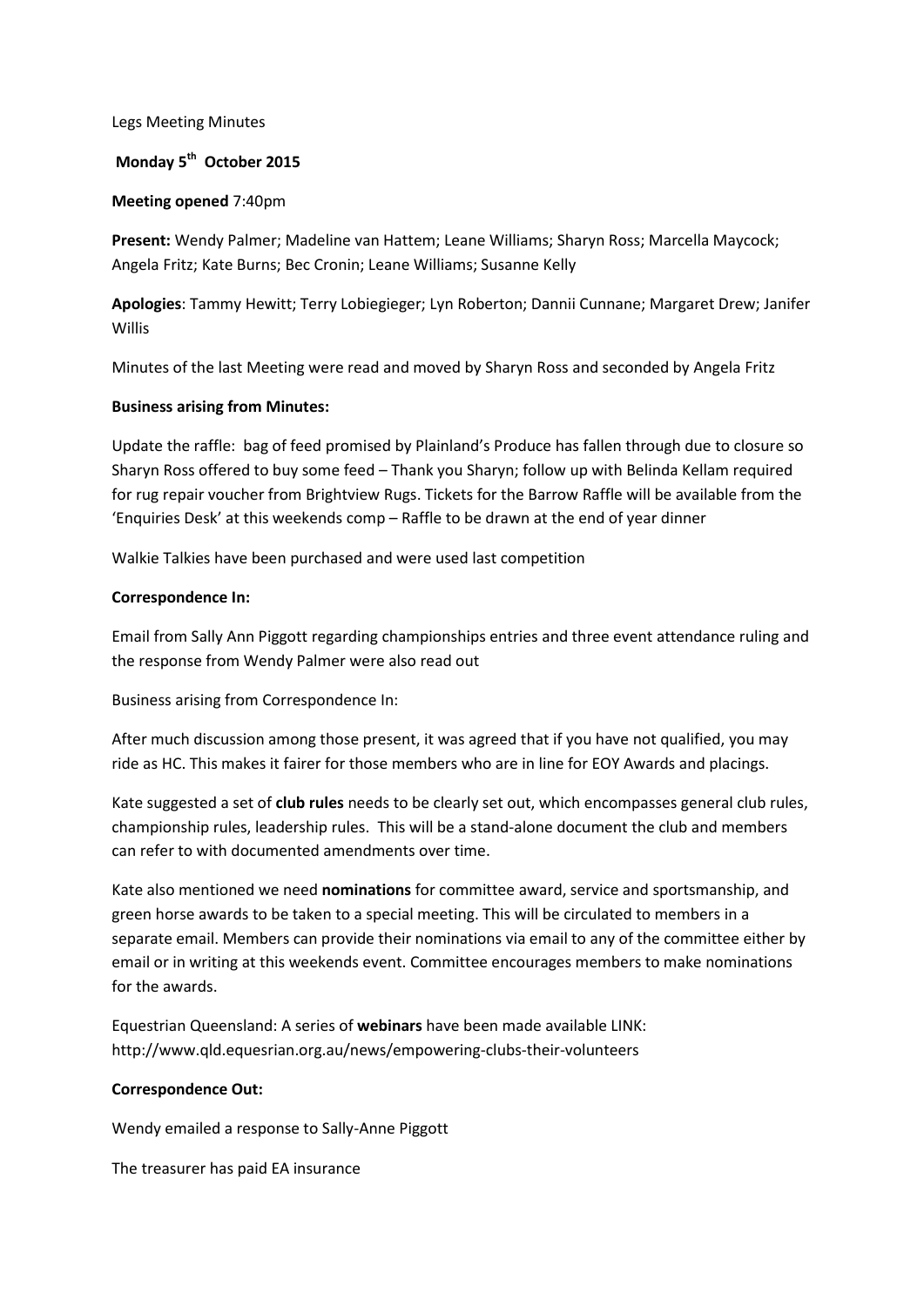Legs Meeting Minutes

**Monday 5th October 2015**

**Meeting opened** 7:40pm

**Present:** Wendy Palmer; Madeline van Hattem; Leane Williams; Sharyn Ross; Marcella Maycock; Angela Fritz; Kate Burns; Bec Cronin; Leane Williams; Susanne Kelly

**Apologies**: Tammy Hewitt; Terry Lobiegieger; Lyn Roberton; Dannii Cunnane; Margaret Drew; Janifer Willis

Minutes of the last Meeting were read and moved by Sharyn Ross and seconded by Angela Fritz

**Business arising from Minutes:**

Update the raffle: bag of feed promised by Plainland's Produce has fallen through due to closure so Sharyn Ross offered to buy some feed – Thank you Sharyn; follow up with Belinda Kellam required for rug repair voucher from Brightview Rugs. Tickets for the Barrow Raffle will be available from the 'Enquiries Desk' at this weekends comp – Raffle to be drawn at the end of year dinner

Walkie Talkies have been purchased and were used last competition

**Correspondence In:**

Email from Sally Ann Piggott regarding championships entries and three event attendance ruling and the response from Wendy Palmer were also read out

Business arising from Correspondence In:

After much discussion among those present, it was agreed that if you have not qualified, you may ride as HC. This makes it fairer for those members who are in line for EOY Awards and placings.

Kate suggested a set of **club rules** needs to be clearly set out, which encompasses general club rules, championship rules, leadership rules. This will be a stand-alone document the club and members can refer to with documented amendments over time.

Kate also mentioned we need **nominations** for committee award, service and sportsmanship, and green horse awards to be taken to a special meeting. This will be circulated to members in a separate email. Members can provide their nominations via email to any of the committee either by email or in writing at this weekends event. Committee encourages members to make nominations for the awards.

Equestrian Queensland: A series of **webinars** have been made available LINK: http://www.qld.equesrian.org.au/news/empowering-clubs-their-volunteers

**Correspondence Out:**

Wendy emailed a response to Sally-Anne Piggott

The treasurer has paid EA insurance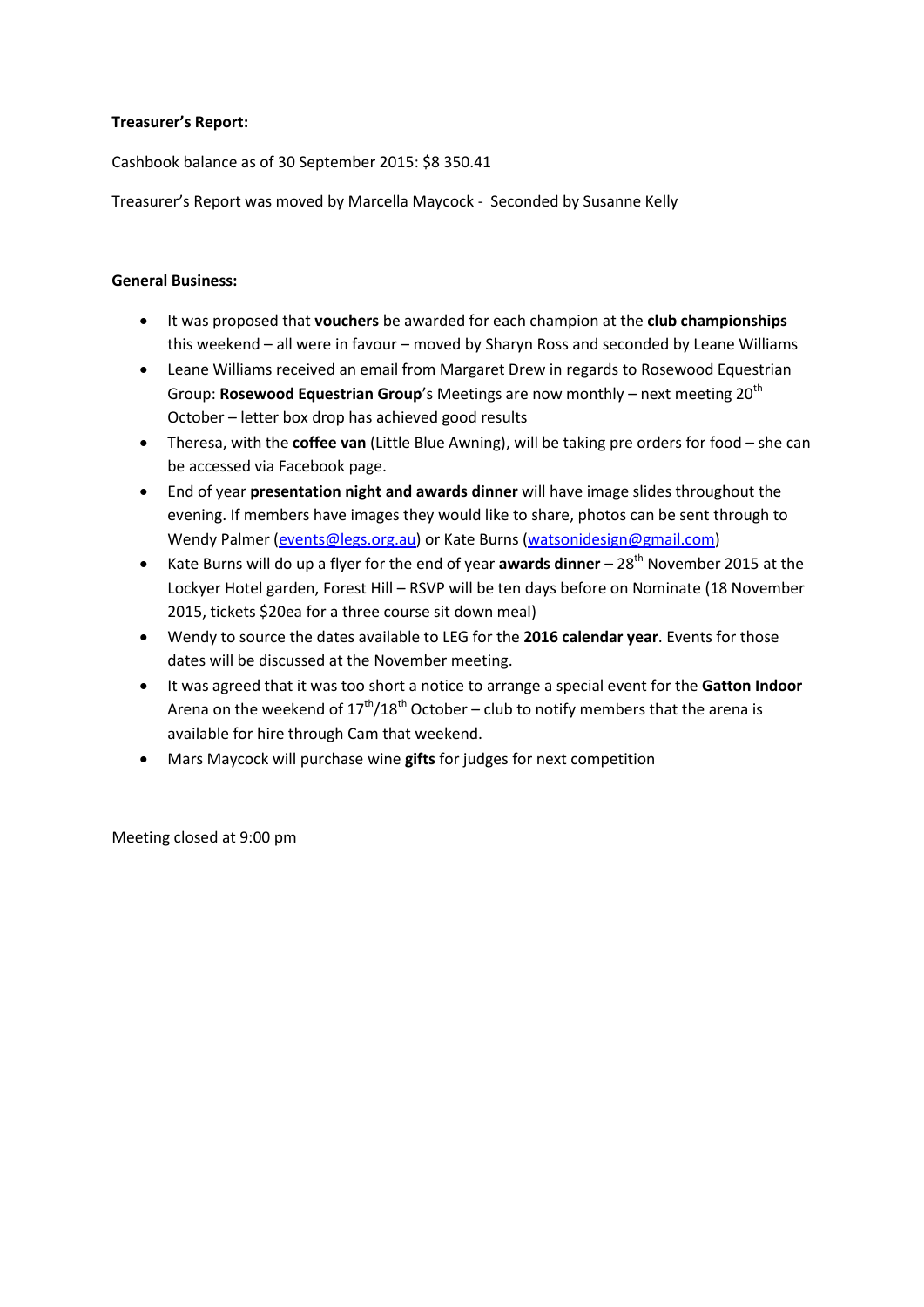**Treasurer's Report:**

Cashbook balance as of 30 September 2015: $8 350.41

Treasurer's Report was moved by Marcella Maycock - Seconded by Susanne Kelly

**General Business:**

- It was proposed that **vouchers** be awarded for each champion at the **club championships** this weekend – all were in favour – moved by Sharyn Ross and seconded by Leane Williams
- Leane Williams received an email from Margaret Drew in regards to Rosewood Equestrian Group: **Rosewood Equestrian Group**'s Meetings are now monthly – next meeting 20th October – letter box drop has achieved good results
- Theresa, with the **coffee van** (Little Blue Awning), will be taking pre orders for food – she can be accessed via Facebook page.
- End of year **presentation night and awards dinner** will have image slides throughout the evening. If members have images they would like to share, photos can be sent through to Wendy Palmer (events@legs.org.au) or Kate Burns (watsonidesign@gmail.com)
- Kate Burns will do up a flyer for the end of year **awards dinner** – 28th November 2015 at the Lockyer Hotel garden, Forest Hill – RSVP will be ten days before on Nominate (18 November 2015, tickets $20ea for a three course sit down meal)
- Wendy to source the dates available to LEG for the **2016 calendar year**. Events for those dates will be discussed at the November meeting.
- It was agreed that it was too short a notice to arrange a special event for the **Gatton Indoor** Arena on the weekend of 17th/18th October – club to notify members that the arena is available for hire through Cam that weekend.
- Mars Maycock will purchase wine **gifts** for judges for next competition

Meeting closed at 9:00 pm